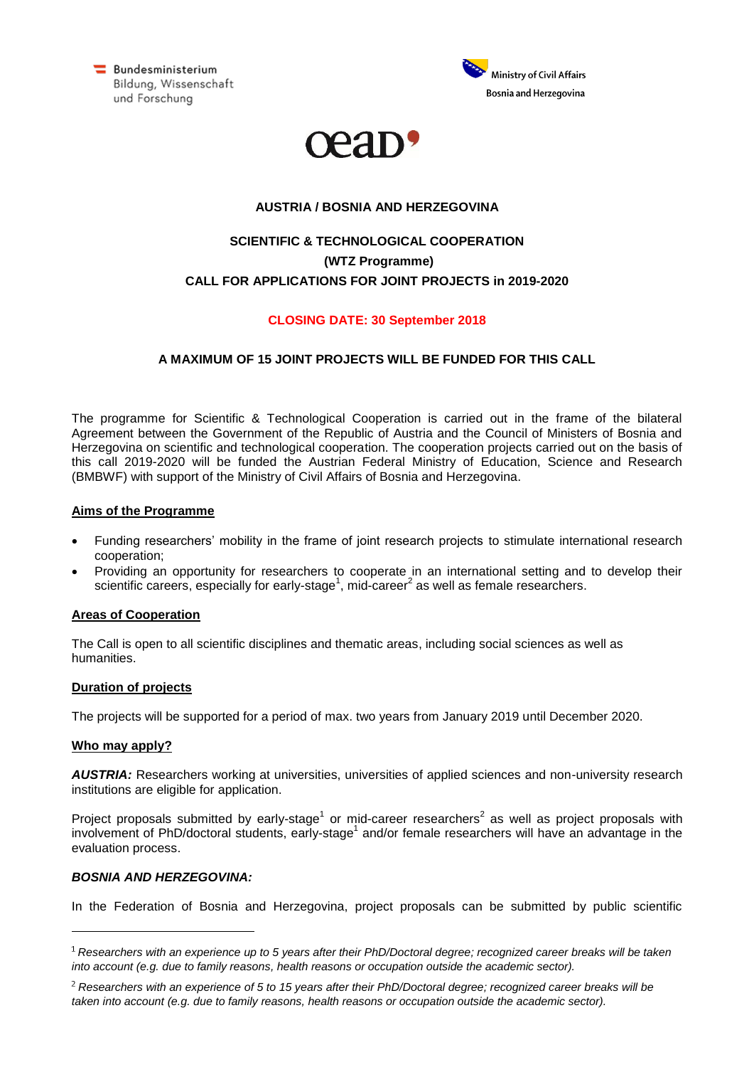Bundesministerium
Bildung, Wissenschaft
und Forschung

Ministry of Civil Affairs
Bosnia and Herzegovina

oead

**AUSTRIA / BOSNIA AND HERZEGOVINA**

**SCIENTIFIC & TECHNOLOGICAL COOPERATION**
**(WTZ Programme)**
**CALL FOR APPLICATIONS FOR JOINT PROJECTS in 2019-2020**

**CLOSING DATE: 30 September 2018**

**A MAXIMUM OF 15 JOINT PROJECTS WILL BE FUNDED FOR THIS CALL**

The programme for Scientific & Technological Cooperation is carried out in the frame of the bilateral Agreement between the Government of the Republic of Austria and the Council of Ministers of Bosnia and Herzegovina on scientific and technological cooperation. The cooperation projects carried out on the basis of this call 2019-2020 will be funded the Austrian Federal Ministry of Education, Science and Research (BMBWF) with support of the Ministry of Civil Affairs of Bosnia and Herzegovina.

## Aims of the Programme

- Funding researchers' mobility in the frame of joint research projects to stimulate international research cooperation;
- Providing an opportunity for researchers to cooperate in an international setting and to develop their scientific careers, especially for early-stage[1], mid-career[2] as well as female researchers.

## Areas of Cooperation

The Call is open to all scientific disciplines and thematic areas, including social sciences as well as humanities.

## Duration of projects

The projects will be supported for a period of max. two years from January 2019 until December 2020.

## Who may apply?

***AUSTRIA:*** Researchers working at universities, universities of applied sciences and non-university research institutions are eligible for application.

Project proposals submitted by early-stage[1] or mid-career researchers[2] as well as project proposals with involvement of PhD/doctoral students, early-stage[1] and/or female researchers will have an advantage in the evaluation process.

***BOSNIA AND HERZEGOVINA:***

In the Federation of Bosnia and Herzegovina, project proposals can be submitted by public scientific

---

[1] *Researchers with an experience up to 5 years after their PhD/Doctoral degree; recognized career breaks will be taken into account (e.g. due to family reasons, health reasons or occupation outside the academic sector).*

[2] *Researchers with an experience of 5 to 15 years after their PhD/Doctoral degree; recognized career breaks will be taken into account (e.g. due to family reasons, health reasons or occupation outside the academic sector).*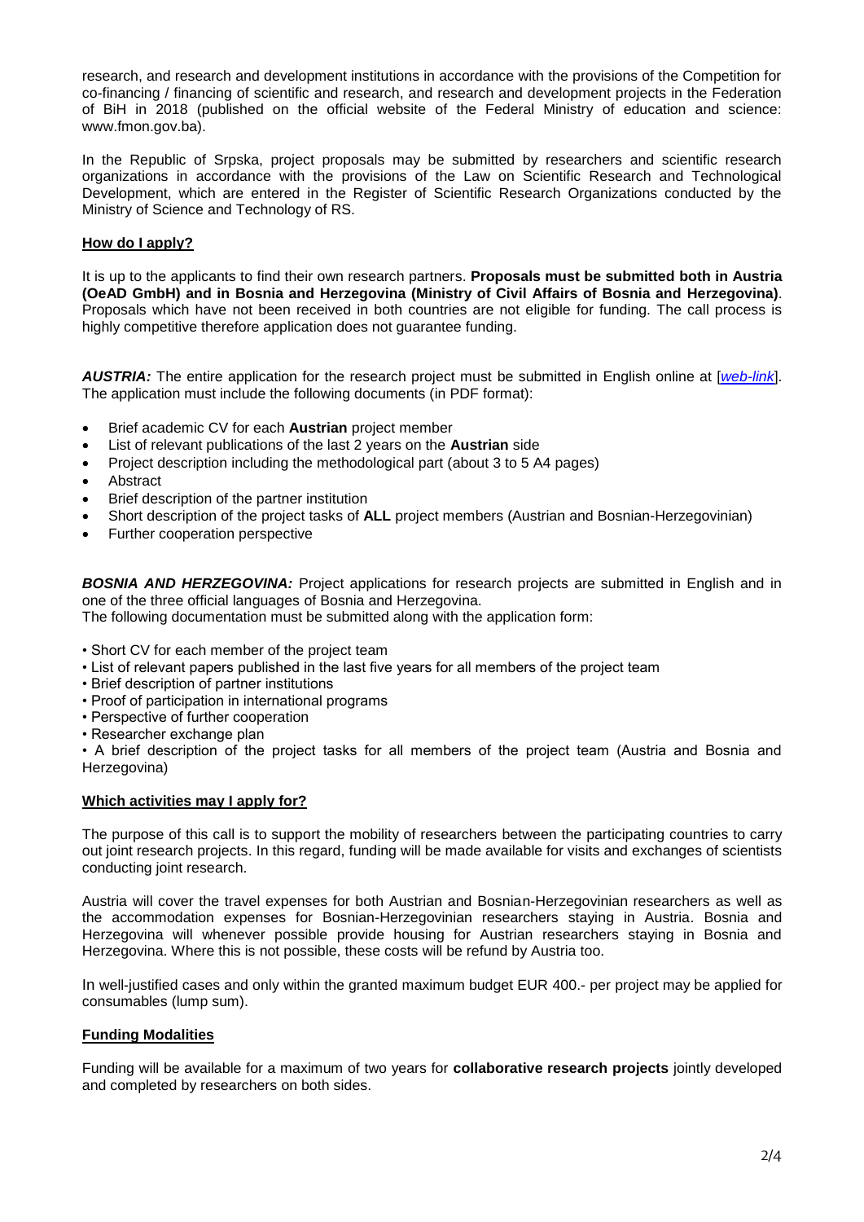research, and research and development institutions in accordance with the provisions of the Competition for co-financing / financing of scientific and research, and research and development projects in the Federation of BiH in 2018 (published on the official website of the Federal Ministry of education and science: www.fmon.gov.ba).

In the Republic of Srpska, project proposals may be submitted by researchers and scientific research organizations in accordance with the provisions of the Law on Scientific Research and Technological Development, which are entered in the Register of Scientific Research Organizations conducted by the Ministry of Science and Technology of RS.

## How do I apply?

It is up to the applicants to find their own research partners. **Proposals must be submitted both in Austria (OeAD GmbH) and in Bosnia and Herzegovina (Ministry of Civil Affairs of Bosnia and Herzegovina)**. Proposals which have not been received in both countries are not eligible for funding. The call process is highly competitive therefore application does not guarantee funding.

***AUSTRIA:*** The entire application for the research project must be submitted in English online at [*web-link*]. The application must include the following documents (in PDF format):

- Brief academic CV for each **Austrian** project member
- List of relevant publications of the last 2 years on the **Austrian** side
- Project description including the methodological part (about 3 to 5 A4 pages)
- Abstract
- Brief description of the partner institution
- Short description of the project tasks of **ALL** project members (Austrian and Bosnian-Herzegovinian)
- Further cooperation perspective

***BOSNIA AND HERZEGOVINA:*** Project applications for research projects are submitted in English and in one of the three official languages of Bosnia and Herzegovina.
The following documentation must be submitted along with the application form:

- Short CV for each member of the project team
- List of relevant papers published in the last five years for all members of the project team
- Brief description of partner institutions
- Proof of participation in international programs
- Perspective of further cooperation
- Researcher exchange plan
- A brief description of the project tasks for all members of the project team (Austria and Bosnia and Herzegovina)

## Which activities may I apply for?

The purpose of this call is to support the mobility of researchers between the participating countries to carry out joint research projects. In this regard, funding will be made available for visits and exchanges of scientists conducting joint research.

Austria will cover the travel expenses for both Austrian and Bosnian-Herzegovinian researchers as well as the accommodation expenses for Bosnian-Herzegovinian researchers staying in Austria. Bosnia and Herzegovina will whenever possible provide housing for Austrian researchers staying in Bosnia and Herzegovina. Where this is not possible, these costs will be refund by Austria too.

In well-justified cases and only within the granted maximum budget EUR 400.- per project may be applied for consumables (lump sum).

## Funding Modalities

Funding will be available for a maximum of two years for **collaborative research projects** jointly developed and completed by researchers on both sides.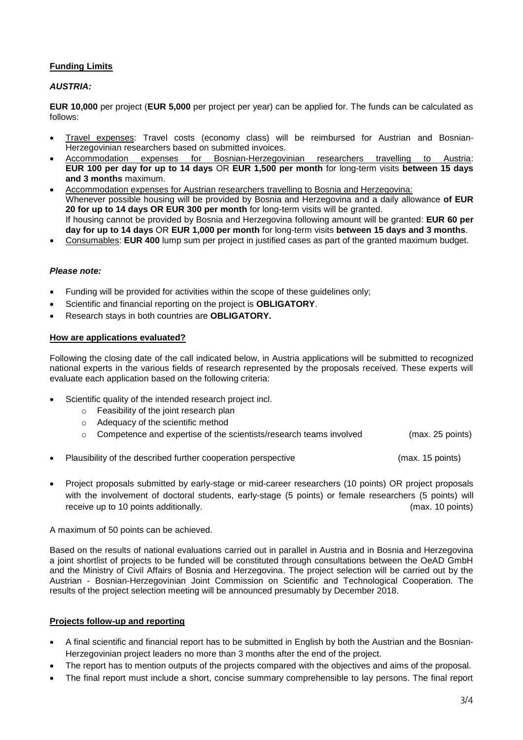**Funding Limits**

***AUSTRIA:***

**EUR 10,000** per project (**EUR 5,000** per project per year) can be applied for. The funds can be calculated as follows:

- Travel expenses: Travel costs (economy class) will be reimbursed for Austrian and Bosnian-Herzegovinian researchers based on submitted invoices.
- Accommodation expenses for Bosnian-Herzegovinian researchers travelling to Austria: **EUR 100 per day for up to 14 days** OR **EUR 1,500 per month** for long-term visits **between 15 days and 3 months** maximum.
- Accommodation expenses for Austrian researchers travelling to Bosnia and Herzegovina: Whenever possible housing will be provided by Bosnia and Herzegovina and a daily allowance **of EUR 20 for up to 14 days OR EUR 300 per month** for long-term visits will be granted.
  If housing cannot be provided by Bosnia and Herzegovina following amount will be granted: **EUR 60 per day for up to 14 days** OR **EUR 1,000 per month** for long-term visits **between 15 days and 3 months**.
- Consumables: **EUR 400** lump sum per project in justified cases as part of the granted maximum budget.

***Please note:***

- Funding will be provided for activities within the scope of these guidelines only;
- Scientific and financial reporting on the project is **OBLIGATORY**.
- Research stays in both countries are **OBLIGATORY.**

**How are applications evaluated?**

Following the closing date of the call indicated below, in Austria applications will be submitted to recognized national experts in the various fields of research represented by the proposals received. These experts will evaluate each application based on the following criteria:

- Scientific quality of the intended research project incl.
  - Feasibility of the joint research plan
  - Adequacy of the scientific method
  - Competence and expertise of the scientists/research teams involved (max. 25 points)
- Plausibility of the described further cooperation perspective (max. 15 points)
- Project proposals submitted by early-stage or mid-career researchers (10 points) OR project proposals with the involvement of doctoral students, early-stage (5 points) or female researchers (5 points) will receive up to 10 points additionally. (max. 10 points)

A maximum of 50 points can be achieved.

Based on the results of national evaluations carried out in parallel in Austria and in Bosnia and Herzegovina a joint shortlist of projects to be funded will be constituted through consultations between the OeAD GmbH and the Ministry of Civil Affairs of Bosnia and Herzegovina. The project selection will be carried out by the Austrian - Bosnian-Herzegovinian Joint Commission on Scientific and Technological Cooperation. The results of the project selection meeting will be announced presumably by December 2018.

**Projects follow-up and reporting**

- A final scientific and financial report has to be submitted in English by both the Austrian and the Bosnian-Herzegovinian project leaders no more than 3 months after the end of the project.
- The report has to mention outputs of the projects compared with the objectives and aims of the proposal.
- The final report must include a short, concise summary comprehensible to lay persons. The final report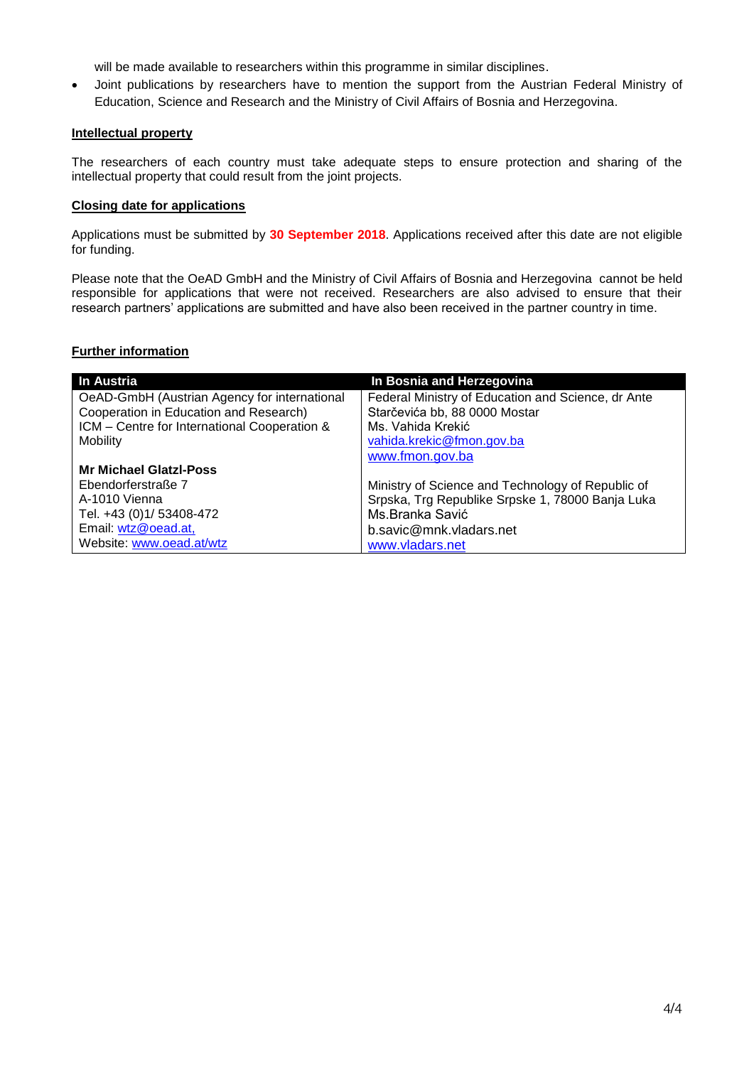will be made available to researchers within this programme in similar disciplines.

- Joint publications by researchers have to mention the support from the Austrian Federal Ministry of Education, Science and Research and the Ministry of Civil Affairs of Bosnia and Herzegovina.

**Intellectual property**

The researchers of each country must take adequate steps to ensure protection and sharing of the intellectual property that could result from the joint projects.

**Closing date for applications**

Applications must be submitted by **30 September 2018**. Applications received after this date are not eligible for funding.

Please note that the OeAD GmbH and the Ministry of Civil Affairs of Bosnia and Herzegovina cannot be held responsible for applications that were not received. Researchers are also advised to ensure that their research partners' applications are submitted and have also been received in the partner country in time.

**Further information**

| In Austria | In Bosnia and Herzegovina |
|---|---|
| OeAD-GmbH (Austrian Agency for international Cooperation in Education and Research)<br>ICM – Centre for International Cooperation & Mobility<br><br>**Mr Michael Glatzl-Poss**<br>Ebendorferstraße 7<br>A-1010 Vienna<br>Tel. +43 (0)1/ 53408-472<br>Email: wtz@oead.at,<br>Website: www.oead.at/wtz | Federal Ministry of Education and Science, dr Ante Starčevića bb, 88 0000 Mostar<br>Ms. Vahida Krekić<br>vahida.krekic@fmon.gov.ba<br>www.fmon.gov.ba<br><br>Ministry of Science and Technology of Republic of Srpska, Trg Republike Srpske 1, 78000 Banja Luka<br>Ms.Branka Savić<br>b.savic@mnk.vladars.net<br>www.vladars.net |